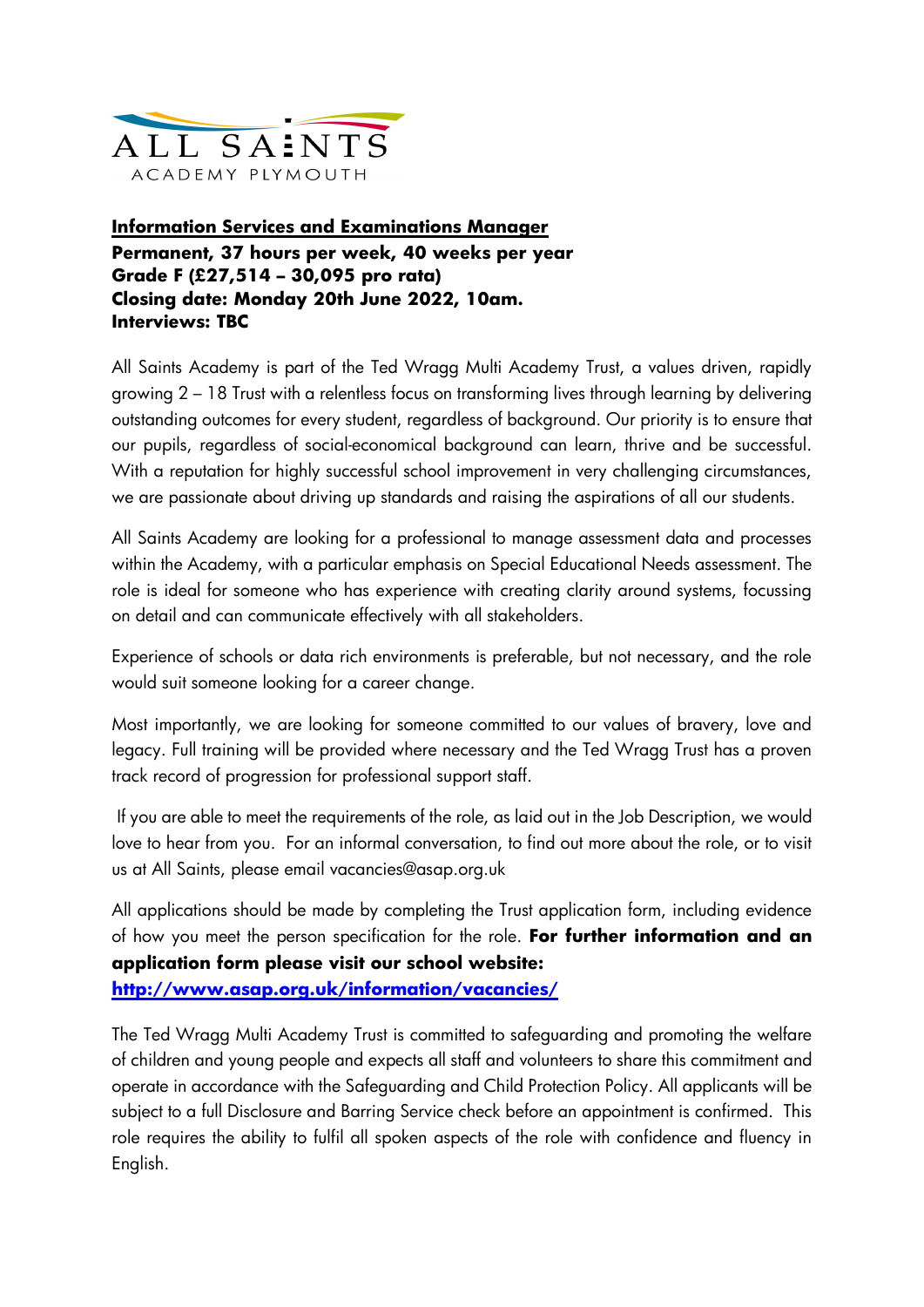ALL SAINTS
ACADEMY PLYMOUTH

**Information Services and Examinations Manager**
**Permanent, 37 hours per week, 40 weeks per year**
**Grade F (£27,514 – 30,095 pro rata)**
**Closing date: Monday 20th June 2022, 10am.**
**Interviews: TBC**

All Saints Academy is part of the Ted Wragg Multi Academy Trust, a values driven, rapidly growing 2 – 18 Trust with a relentless focus on transforming lives through learning by delivering outstanding outcomes for every student, regardless of background. Our priority is to ensure that our pupils, regardless of social-economical background can learn, thrive and be successful. With a reputation for highly successful school improvement in very challenging circumstances, we are passionate about driving up standards and raising the aspirations of all our students.

All Saints Academy are looking for a professional to manage assessment data and processes within the Academy, with a particular emphasis on Special Educational Needs assessment. The role is ideal for someone who has experience with creating clarity around systems, focussing on detail and can communicate effectively with all stakeholders.

Experience of schools or data rich environments is preferable, but not necessary, and the role would suit someone looking for a career change.

Most importantly, we are looking for someone committed to our values of bravery, love and legacy. Full training will be provided where necessary and the Ted Wragg Trust has a proven track record of progression for professional support staff.

If you are able to meet the requirements of the role, as laid out in the Job Description, we would love to hear from you. For an informal conversation, to find out more about the role, or to visit us at All Saints, please email vacancies@asap.org.uk

All applications should be made by completing the Trust application form, including evidence of how you meet the person specification for the role. **For further information and an application form please visit our school website: [http://www.asap.org.uk/information/vacancies/](http://www.asap.org.uk/information/vacancies/)**

The Ted Wragg Multi Academy Trust is committed to safeguarding and promoting the welfare of children and young people and expects all staff and volunteers to share this commitment and operate in accordance with the Safeguarding and Child Protection Policy. All applicants will be subject to a full Disclosure and Barring Service check before an appointment is confirmed. This role requires the ability to fulfil all spoken aspects of the role with confidence and fluency in English.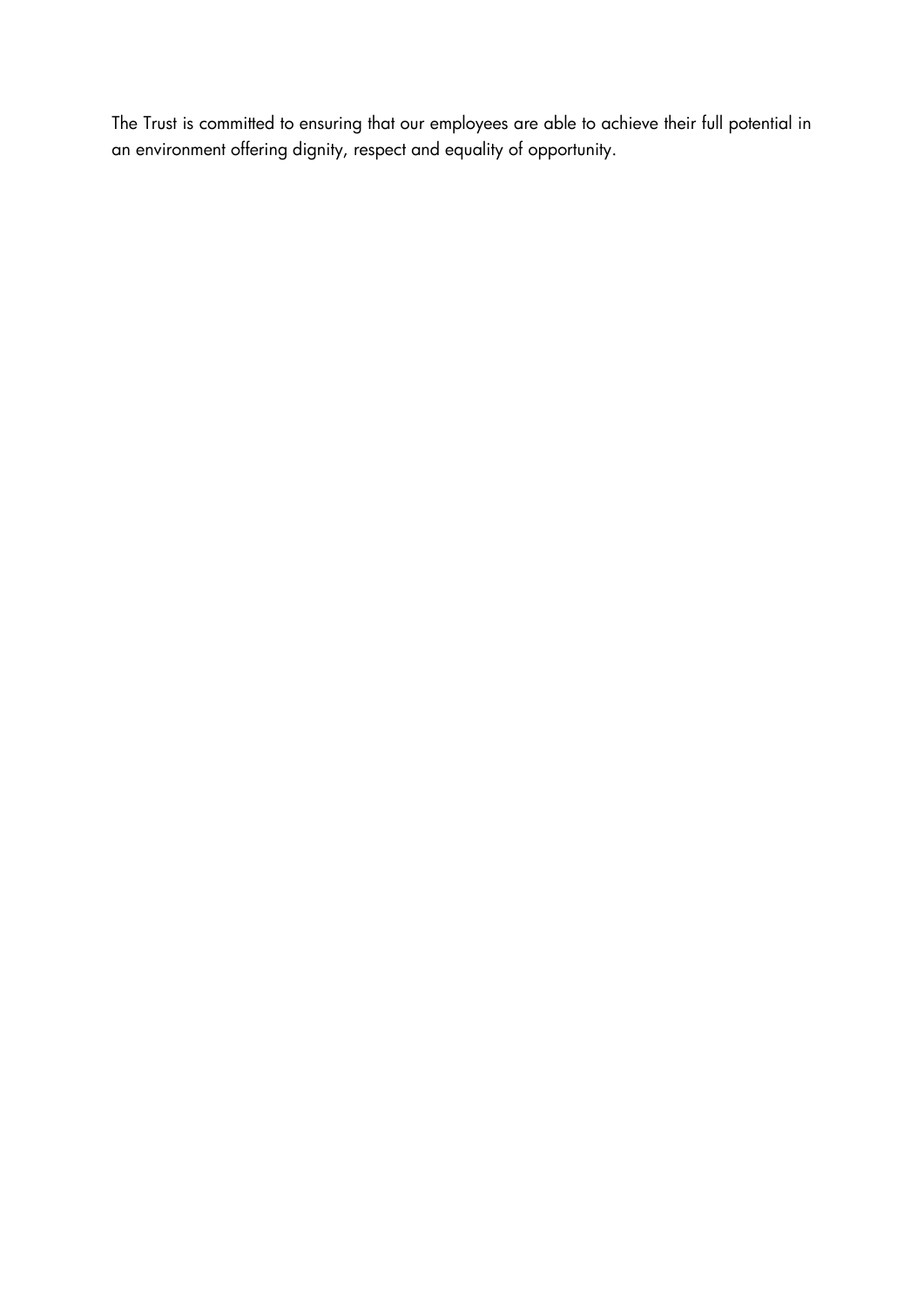The Trust is committed to ensuring that our employees are able to achieve their full potential in an environment offering dignity, respect and equality of opportunity.